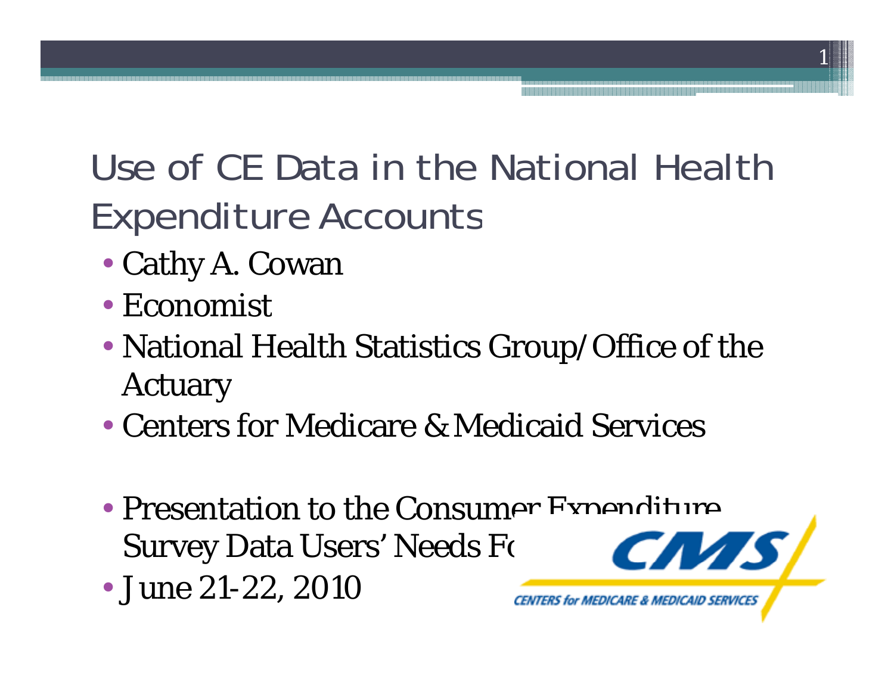# Use of CE Data in the National Health Expenditure Accounts

- Cathy A. Cowan
- Economist
- National Health Statistics Group/Office of the Actuary
- Centers for Medicare & Medicaid Services

- Presentation to the Consumer Expenditure Survey Data Users' Needs Fo
- June 21-22, 2010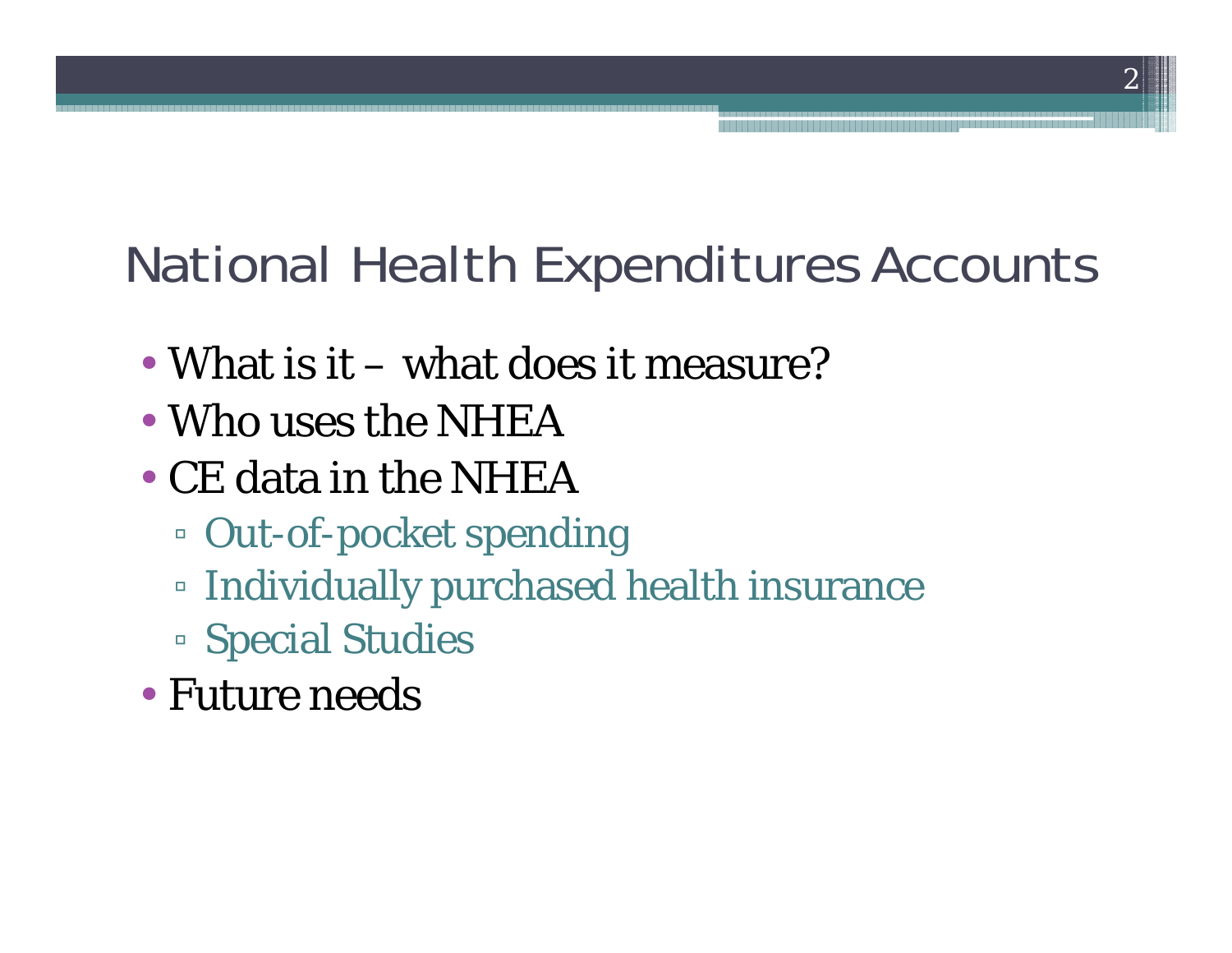# National Health Expenditures Accounts

- What is it – what does it measure?
- Who uses the NHEA
- CE data in the NHEA
  - Out-of-pocket spending
  - Individually purchased health insurance
  - Special Studies
- Future needs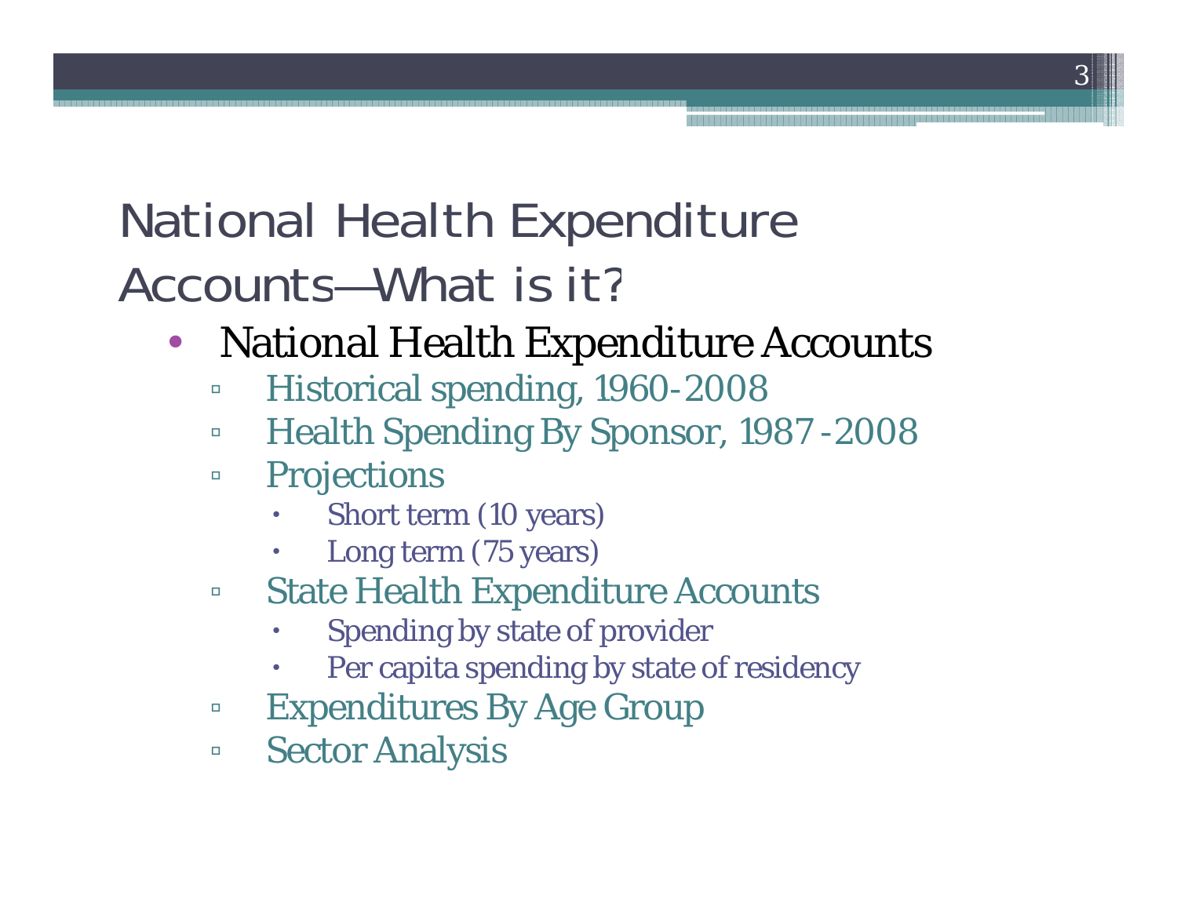# National Health Expenditure Accounts—What is it?

- National Health Expenditure Accounts
  - Historical spending, 1960-2008
  - Health Spending By Sponsor, 1987-2008
  - Projections
    - Short term (10 years)
    - Long term (75 years)
  - State Health Expenditure Accounts
    - Spending by state of provider
    - Per capita spending by state of residency
  - Expenditures By Age Group
  - Sector Analysis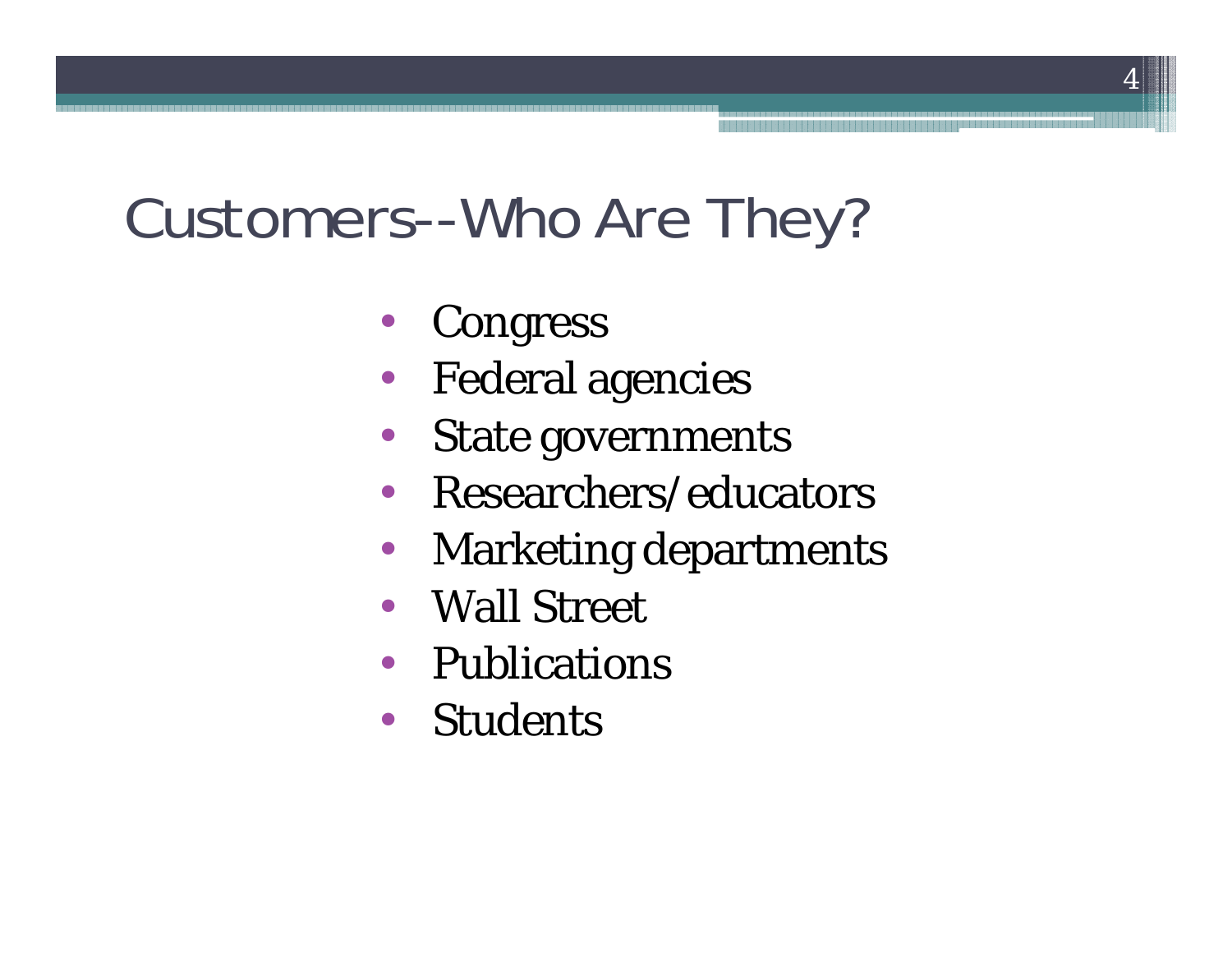# Customers--Who Are They?

- Congress
- Federal agencies
- State governments
- Researchers/educators
- Marketing departments
- Wall Street
- Publications
- Students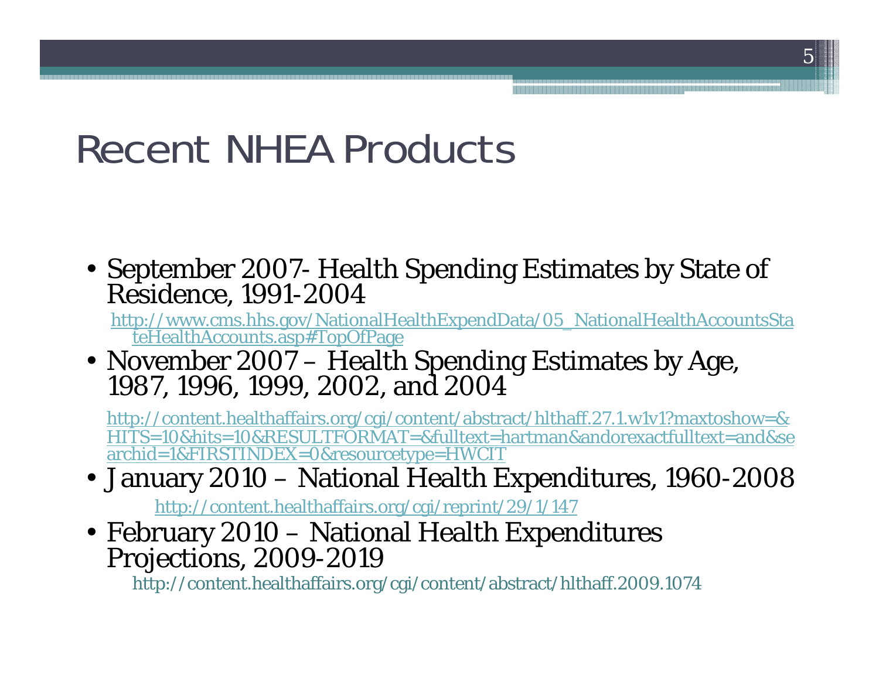# Recent NHEA Products

- September 2007- Health Spending Estimates by State of Residence, 1991-2004

  http://www.cms.hhs.gov/NationalHealthExpendData/05_NationalHealthAccountsStateHealthAccounts.asp#TopOfPage

- November 2007 – Health Spending Estimates by Age, 1987, 1996, 1999, 2002, and 2004

  http://content.healthaffairs.org/cgi/content/abstract/hlthaff.27.1.w1v1?maxtoshow=&HITS=10&hits=10&RESULTFORMAT=&fulltext=hartman&andorexactfulltext=and&searchid=1&FIRSTINDEX=0&resourcetype=HWCIT

- January 2010 – National Health Expenditures, 1960-2008

  http://content.healthaffairs.org/cgi/reprint/29/1/147

- February 2010 – National Health Expenditures Projections, 2009-2019

  http://content.healthaffairs.org/cgi/content/abstract/hlthaff.2009.1074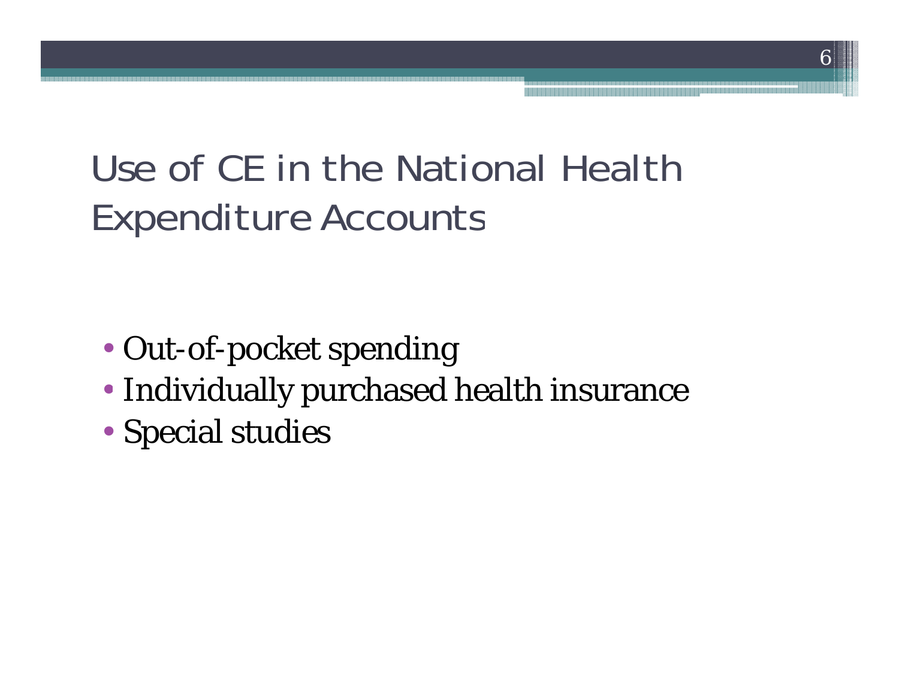# Use of CE in the National Health Expenditure Accounts

- Out-of-pocket spending
- Individually purchased health insurance
- Special studies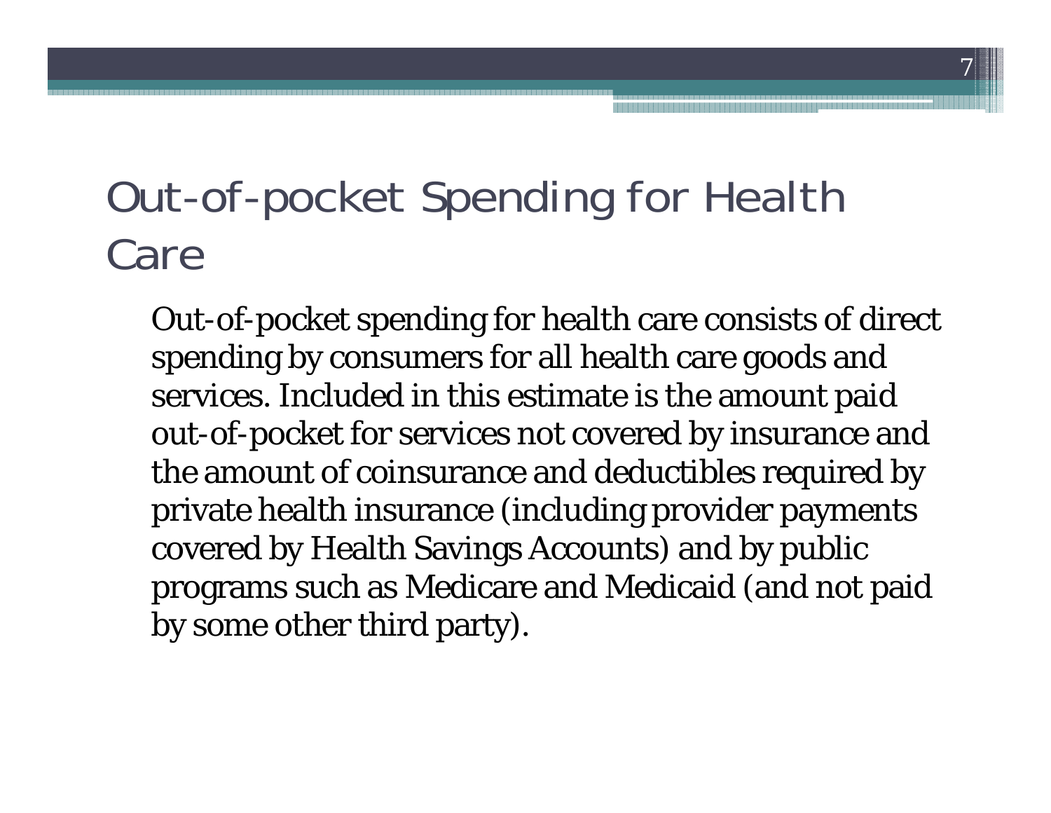# Out-of-pocket Spending for Health Care

Out-of-pocket spending for health care consists of direct spending by consumers for all health care goods and services. Included in this estimate is the amount paid out-of-pocket for services not covered by insurance and the amount of coinsurance and deductibles required by private health insurance (including provider payments covered by Health Savings Accounts) and by public programs such as Medicare and Medicaid (and not paid by some other third party).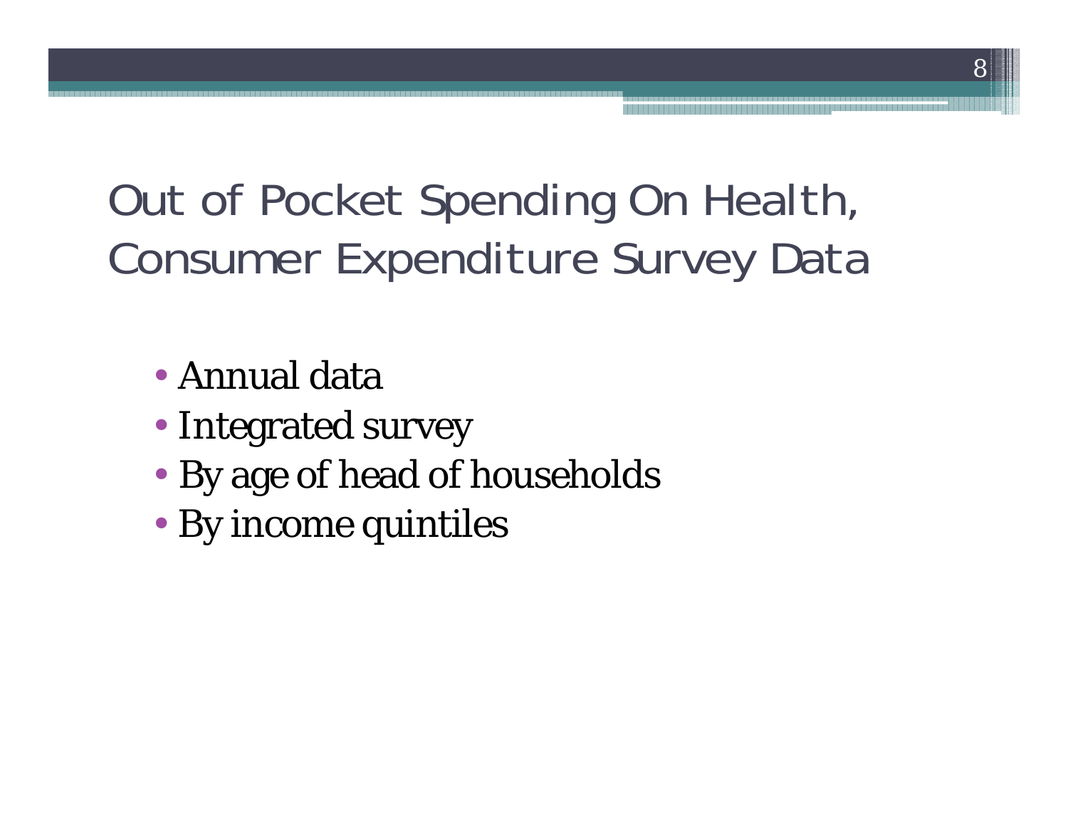# Out of Pocket Spending On Health, Consumer Expenditure Survey Data

- Annual data
- Integrated survey
- By age of head of households
- By income quintiles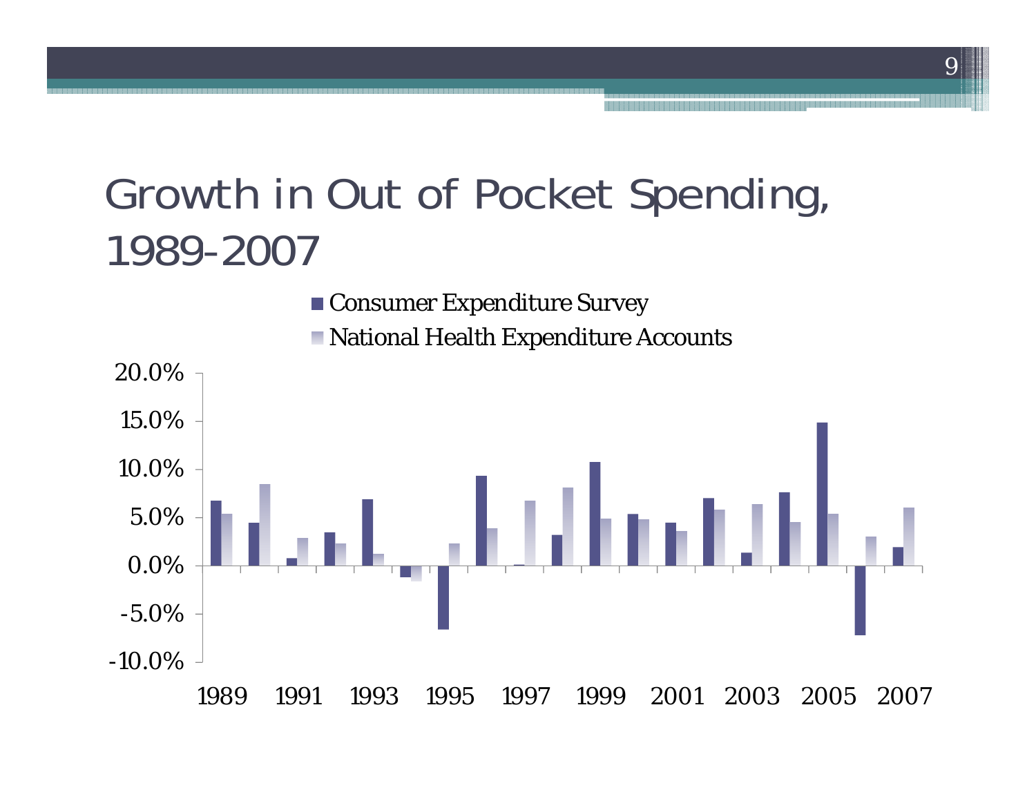# Growth in Out of Pocket Spending, 1989-2007

■ Consumer Expenditure Survey
■ National Health Expenditure Accounts

20.0%
15.0%
10.0%
5.0%
0.0%
-5.0%
-10.0%

1989 1991 1993 1995 1997 1999 2001 2003 2005 2007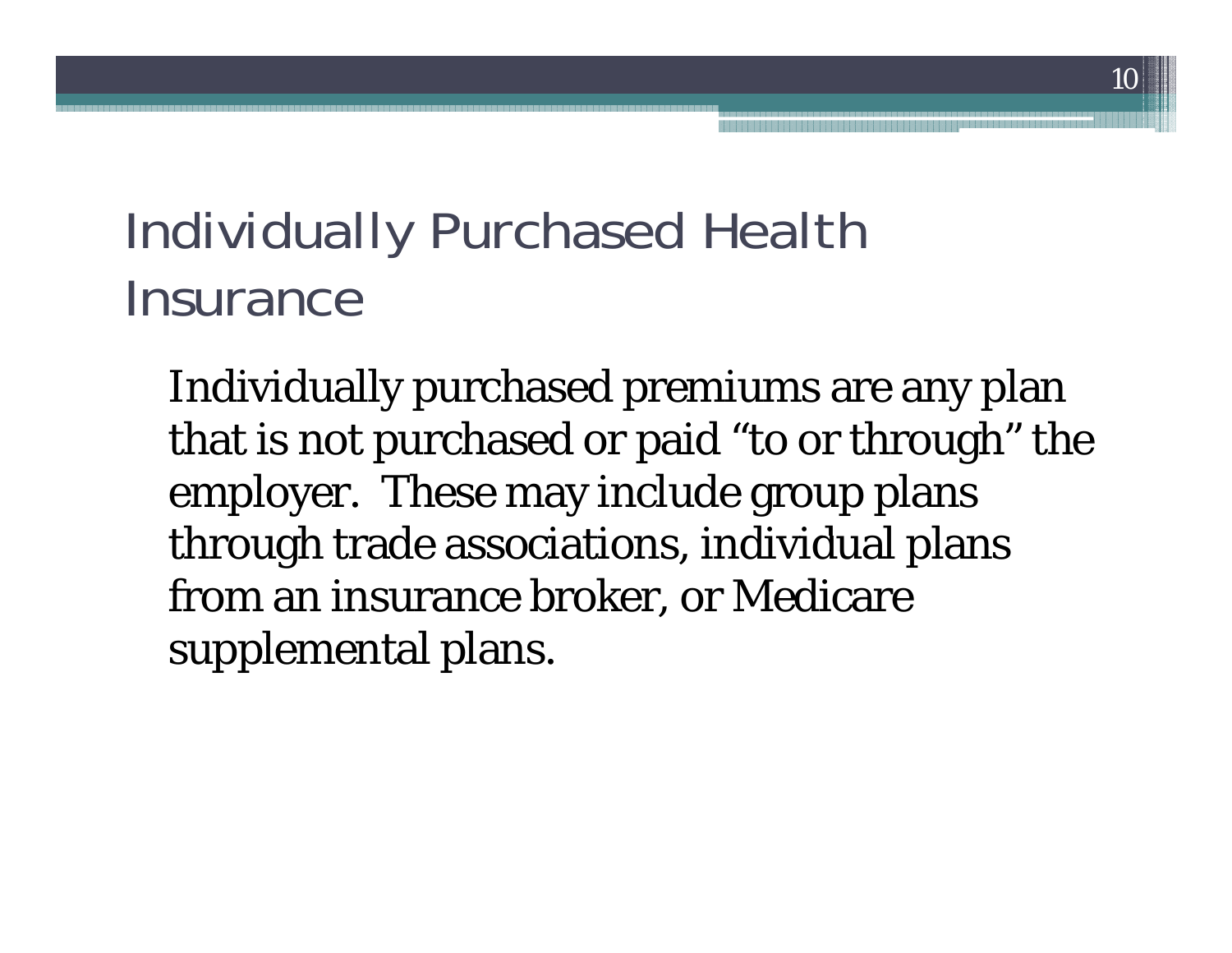# Individually Purchased Health Insurance

Individually purchased premiums are any plan that is not purchased or paid "to or through" the employer. These may include group plans through trade associations, individual plans from an insurance broker, or Medicare supplemental plans.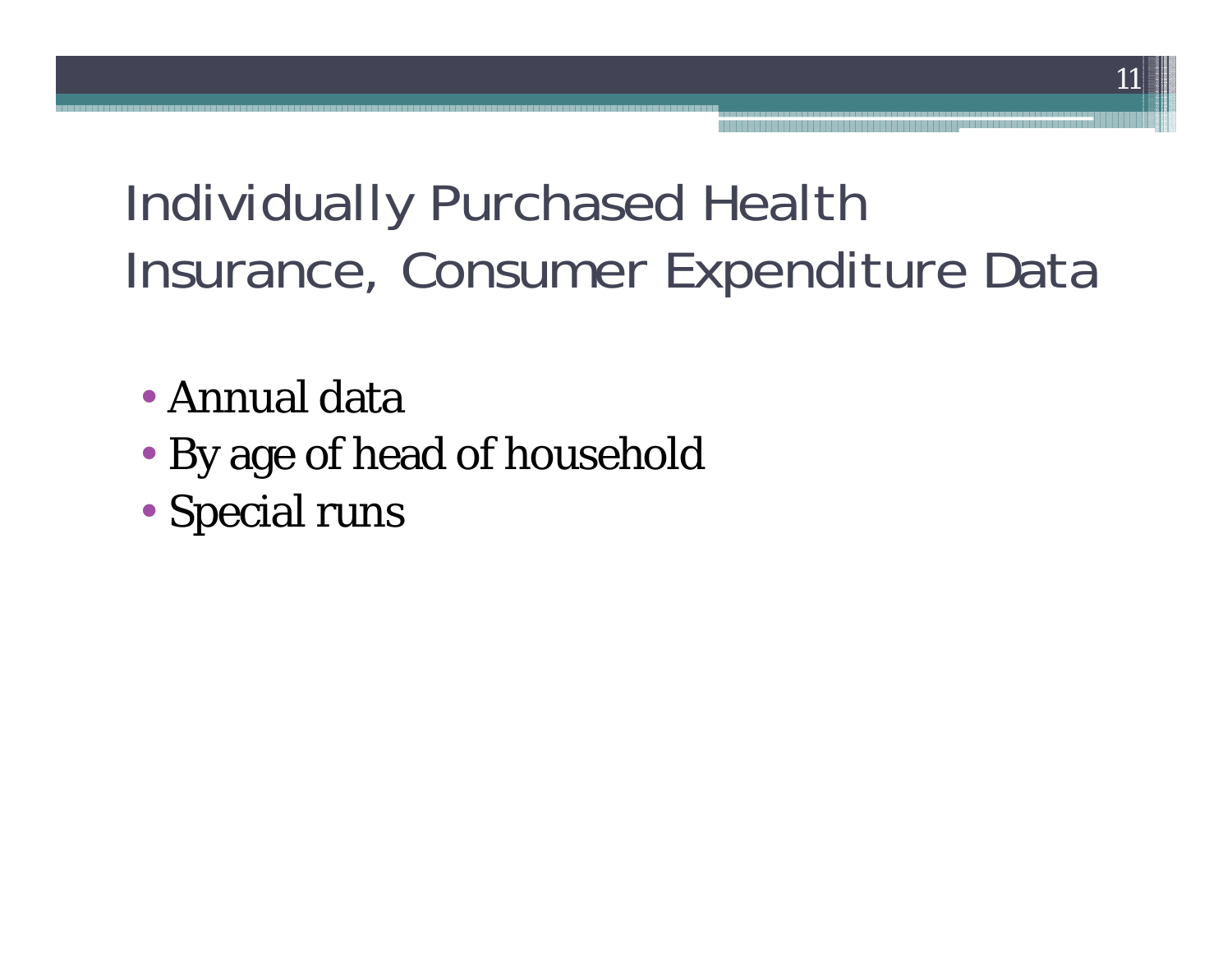# Individually Purchased Health Insurance, Consumer Expenditure Data

- Annual data
- By age of head of household
- Special runs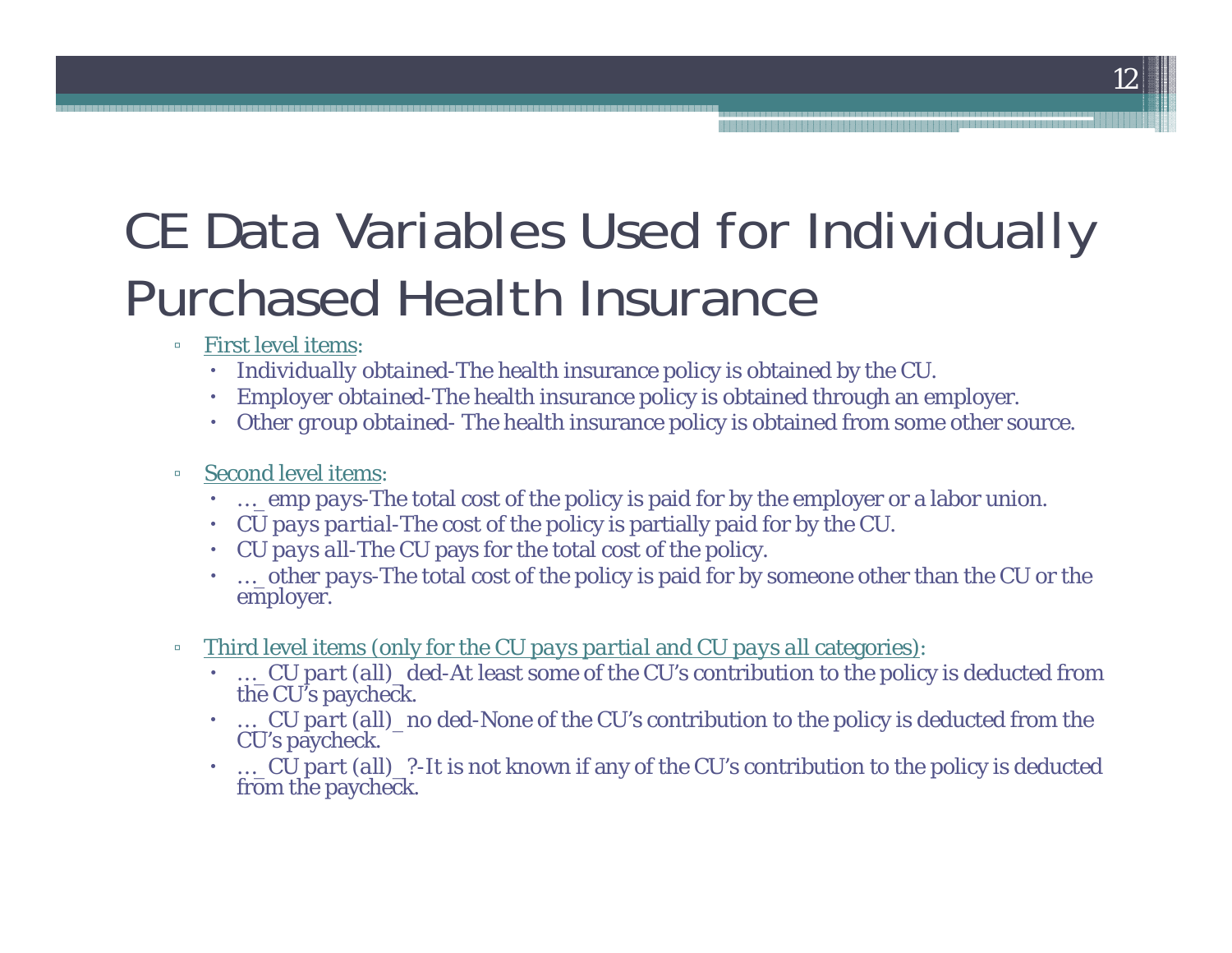# CE Data Variables Used for Individually Purchased Health Insurance

- First level items:
  - *Individually obtained*-The health insurance policy is obtained by the CU.
  - *Employer obtained*-The health insurance policy is obtained through an employer.
  - *Other group obtained*- The health insurance policy is obtained from some other source.

- Second level items:
  - *…_emp pays*-The total cost of the policy is paid for by the employer or a labor union.
  - *CU pays partial*-The cost of the policy is partially paid for by the CU.
  - *CU pays all*-The CU pays for the total cost of the policy.
  - *…_other pays*-The total cost of the policy is paid for by someone other than the CU or the employer.

- Third level items (only for the *CU pays partial* and *CU pays all* categories):
  - *…_CU part (all)_ded*-At least some of the CU's contribution to the policy is deducted from the CU's paycheck.
  - *…_CU part (all)_no ded*-None of the CU's contribution to the policy is deducted from the CU's paycheck.
  - *…_CU part (all)_?*-It is not known if any of the CU's contribution to the policy is deducted from the paycheck.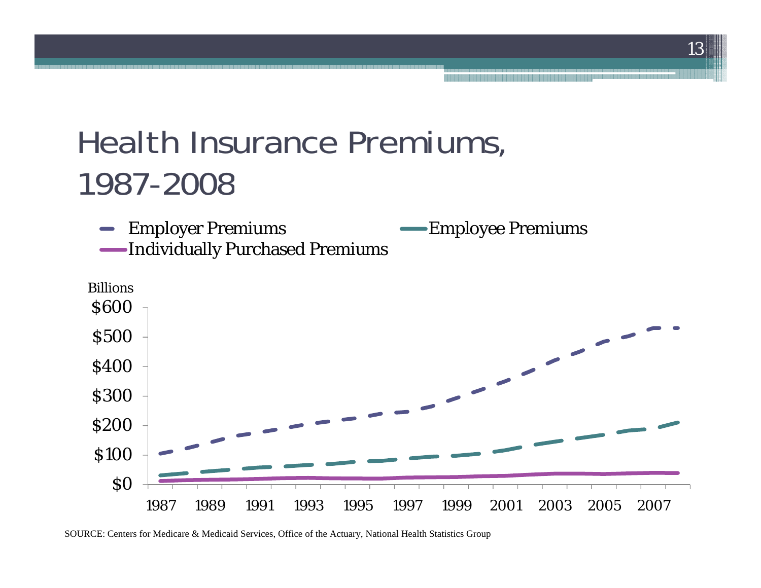# Health Insurance Premiums, 1987-2008

Employer Premiums | Employee Premiums | Individually Purchased Premiums

Billions

$600
$500
$400
$300
$200
$100
$0

1987 1989 1991 1993 1995 1997 1999 2001 2003 2005 2007

SOURCE: Centers for Medicare & Medicaid Services, Office of the Actuary, National Health Statistics Group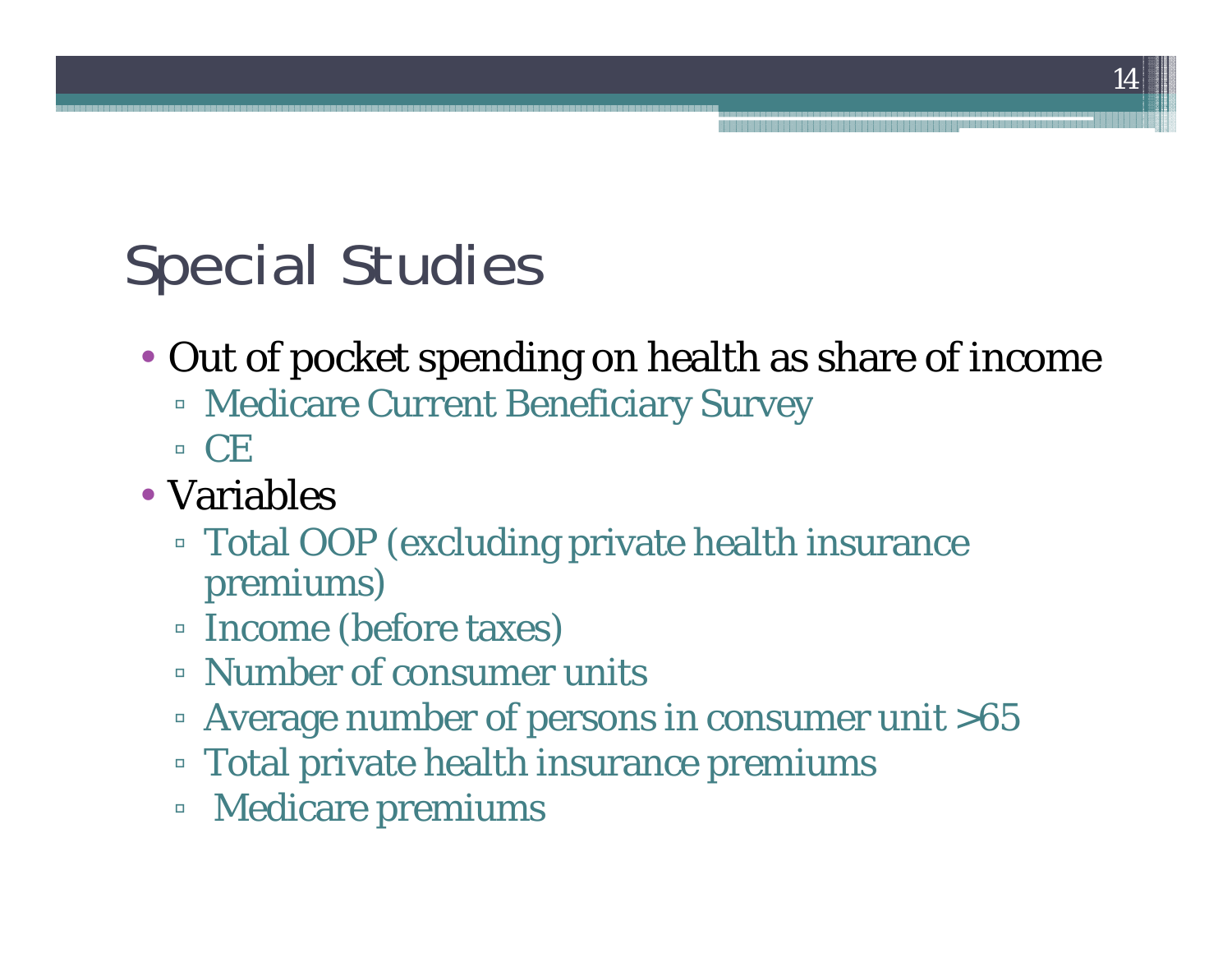# Special Studies

- Out of pocket spending on health as share of income
  - Medicare Current Beneficiary Survey
  - CE
- Variables
  - Total OOP (excluding private health insurance premiums)
  - Income (before taxes)
  - Number of consumer units
  - Average number of persons in consumer unit >65
  - Total private health insurance premiums
  - Medicare premiums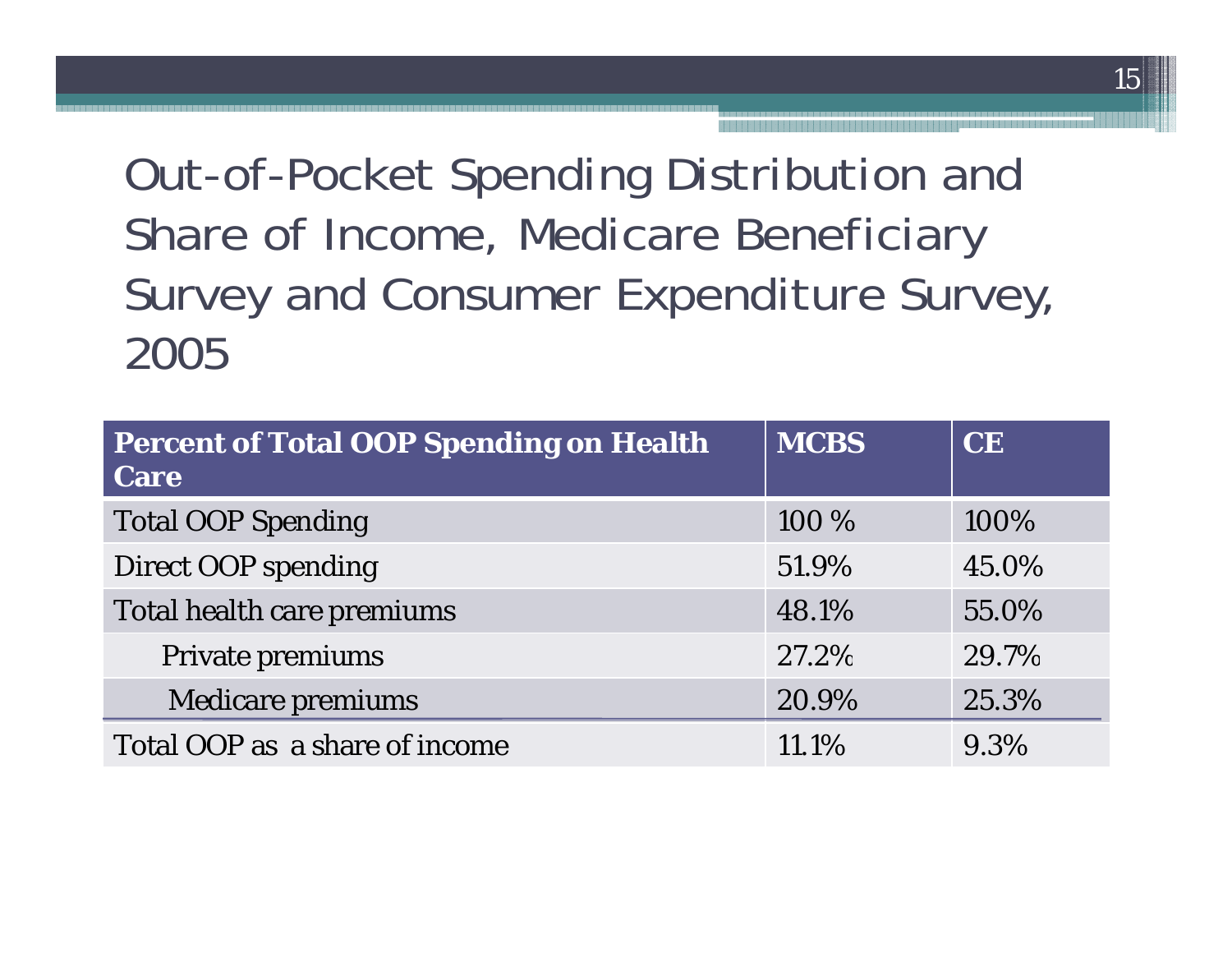# Out-of-Pocket Spending Distribution and Share of Income, Medicare Beneficiary Survey and Consumer Expenditure Survey, 2005

| Percent of Total OOP Spending on Health Care | MCBS | CE |
|---|---|---|
| Total OOP Spending | 100 % | 100% |
| Direct OOP spending | 51.9% | 45.0% |
| Total health care premiums | 48.1% | 55.0% |
| Private premiums | 27.2% | 29.7% |
| Medicare premiums | 20.9% | 25.3% |
| Total OOP as a share of income | 11.1% | 9.3% |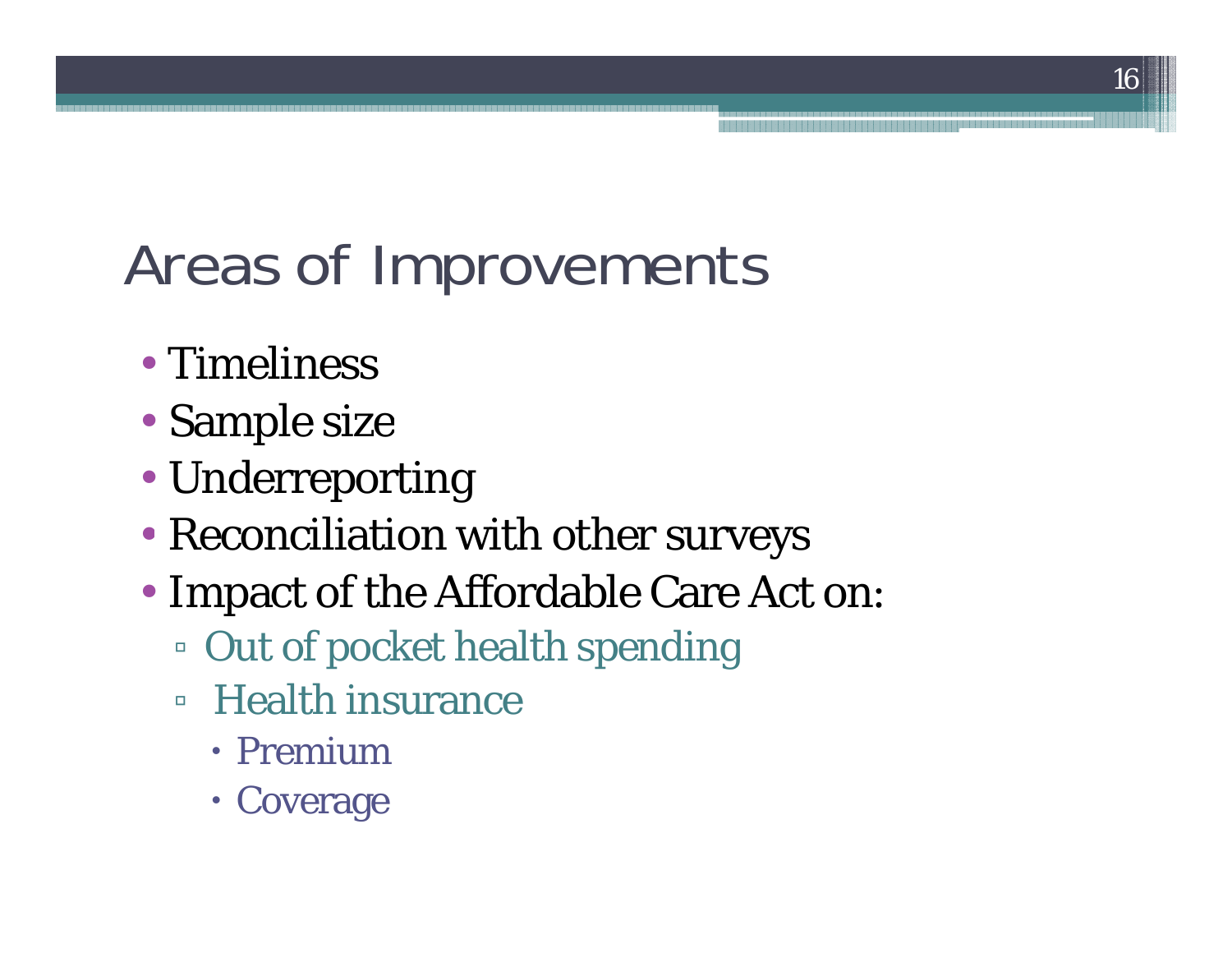# Areas of Improvements

- Timeliness
- Sample size
- Underreporting
- Reconciliation with other surveys
- Impact of the Affordable Care Act on:
  - Out of pocket health spending
  - Health insurance
    - Premium
    - Coverage